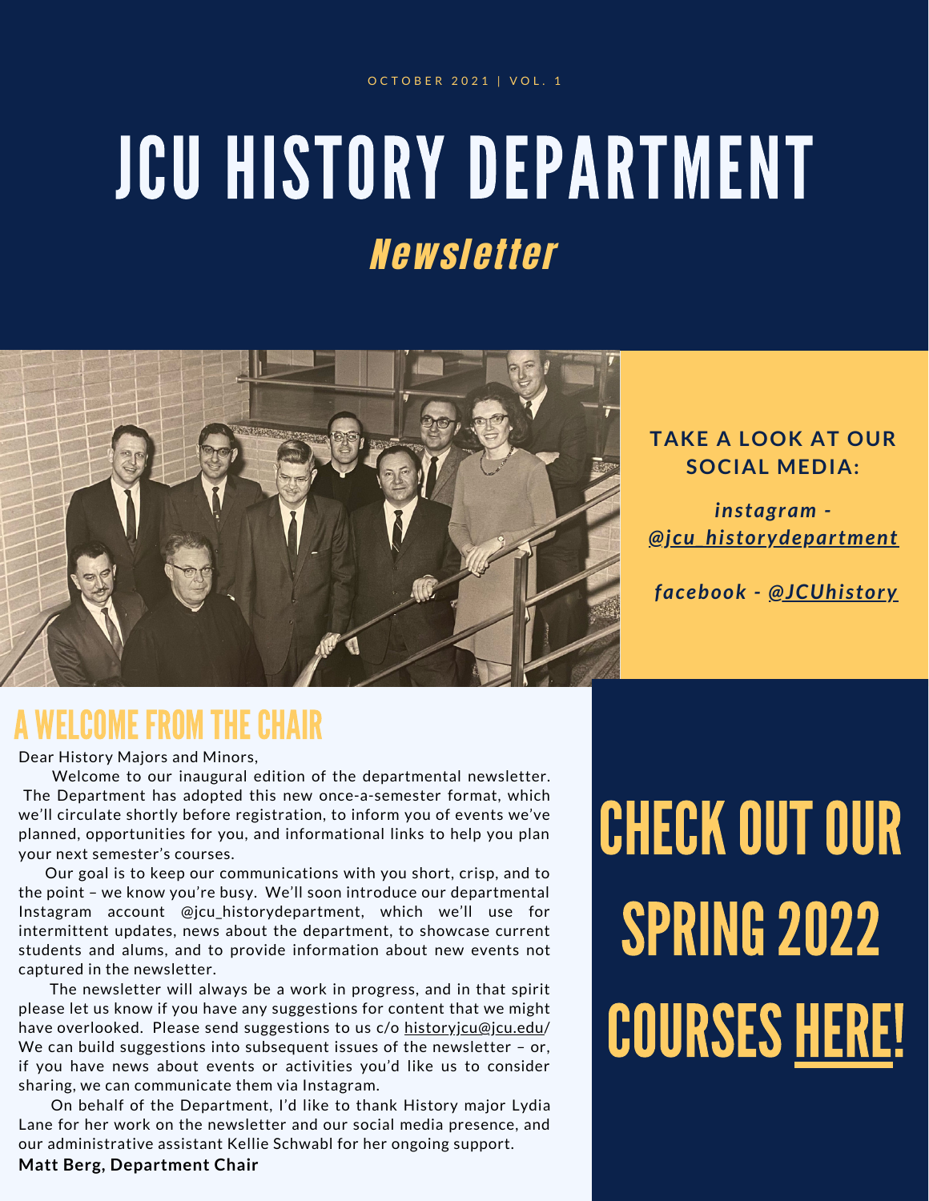OCTOBER 2021 | VOL. 1

# JCU HISTORY DEPARTMENT

## *Newsletter*

**TAKE A LOOK AT OUR SOCIAL MEDIA:**

***instagram - @jcu_historydepartment***

***facebook - @JCUhistory***

## A WELCOME FROM THE CHAIR

Dear History Majors and Minors,

Welcome to our inaugural edition of the departmental newsletter. The Department has adopted this new once-a-semester format, which we'll circulate shortly before registration, to inform you of events we've planned, opportunities for you, and informational links to help you plan your next semester's courses.

Our goal is to keep our communications with you short, crisp, and to the point – we know you're busy. We'll soon introduce our departmental Instagram account @jcu_historydepartment, which we'll use for intermittent updates, news about the department, to showcase current students and alums, and to provide information about new events not captured in the newsletter.

The newsletter will always be a work in progress, and in that spirit please let us know if you have any suggestions for content that we might have overlooked. Please send suggestions to us c/o historyjcu@jcu.edu/ We can build suggestions into subsequent issues of the newsletter – or, if you have news about events or activities you'd like us to consider sharing, we can communicate them via Instagram.

On behalf of the Department, I'd like to thank History major Lydia Lane for her work on the newsletter and our social media presence, and our administrative assistant Kellie Schwabl for her ongoing support.

**Matt Berg, Department Chair**

## CHECK OUT OUR SPRING 2022 COURSES HERE!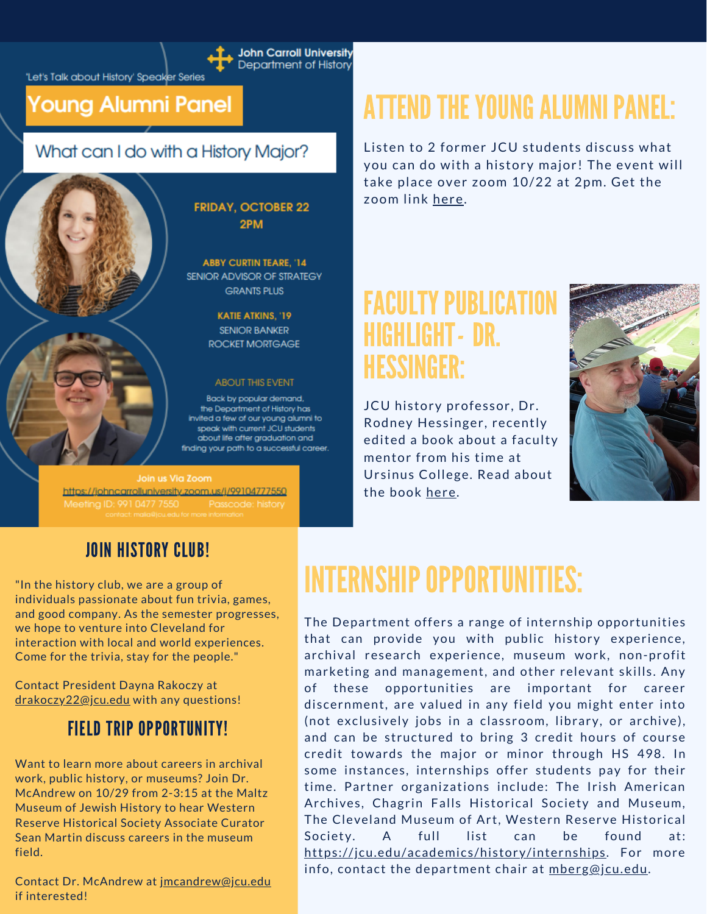'Let's Talk about History' Speaker Series

John Carroll University
Department of History

## Young Alumni Panel

### What can I do with a History Major?

**FRIDAY, OCTOBER 22**
**2PM**

**ABBY CURTIN TEARE, '14**
SENIOR ADVISOR OF STRATEGY
GRANTS PLUS

**KATIE ATKINS, '19**
SENIOR BANKER
ROCKET MORTGAGE

ABOUT THIS EVENT

Back by popular demand, the Department of History has invited a few of our young alumni to speak with current JCU students about life after graduation and finding your path to a successful career.

Join us Via Zoom
https://johncarrolluniversity.zoom.us/j/99104777550
Meeting ID: 991 0477 7550 Passcode: history
contact: malla@jcu.edu for more information

# ATTEND THE YOUNG ALUMNI PANEL:

Listen to 2 former JCU students discuss what you can do with a history major! The event will take place over zoom 10/22 at 2pm. Get the zoom link here.

# FACULTY PUBLICATION HIGHLIGHT - DR. HESSINGER:

JCU history professor, Dr. Rodney Hessinger, recently edited a book about a faculty mentor from his time at Ursinus College. Read about the book here.

## JOIN HISTORY CLUB!

"In the history club, we are a group of individuals passionate about fun trivia, games, and good company. As the semester progresses, we hope to venture into Cleveland for interaction with local and world experiences. Come for the trivia, stay for the people."

Contact President Dayna Rakoczy at drakoczy22@jcu.edu with any questions!

## FIELD TRIP OPPORTUNITY!

Want to learn more about careers in archival work, public history, or museums? Join Dr. McAndrew on 10/29 from 2-3:15 at the Maltz Museum of Jewish History to hear Western Reserve Historical Society Associate Curator Sean Martin discuss careers in the museum field.

Contact Dr. McAndrew at jmcandrew@jcu.edu if interested!

# INTERNSHIP OPPORTUNITIES:

The Department offers a range of internship opportunities that can provide you with public history experience, archival research experience, museum work, non-profit marketing and management, and other relevant skills. Any of these opportunities are important for career discernment, are valued in any field you might enter into (not exclusively jobs in a classroom, library, or archive), and can be structured to bring 3 credit hours of course credit towards the major or minor through HS 498. In some instances, internships offer students pay for their time. Partner organizations include: The Irish American Archives, Chagrin Falls Historical Society and Museum, The Cleveland Museum of Art, Western Reserve Historical Society. A full list can be found at: https://jcu.edu/academics/history/internships. For more info, contact the department chair at mberg@jcu.edu.